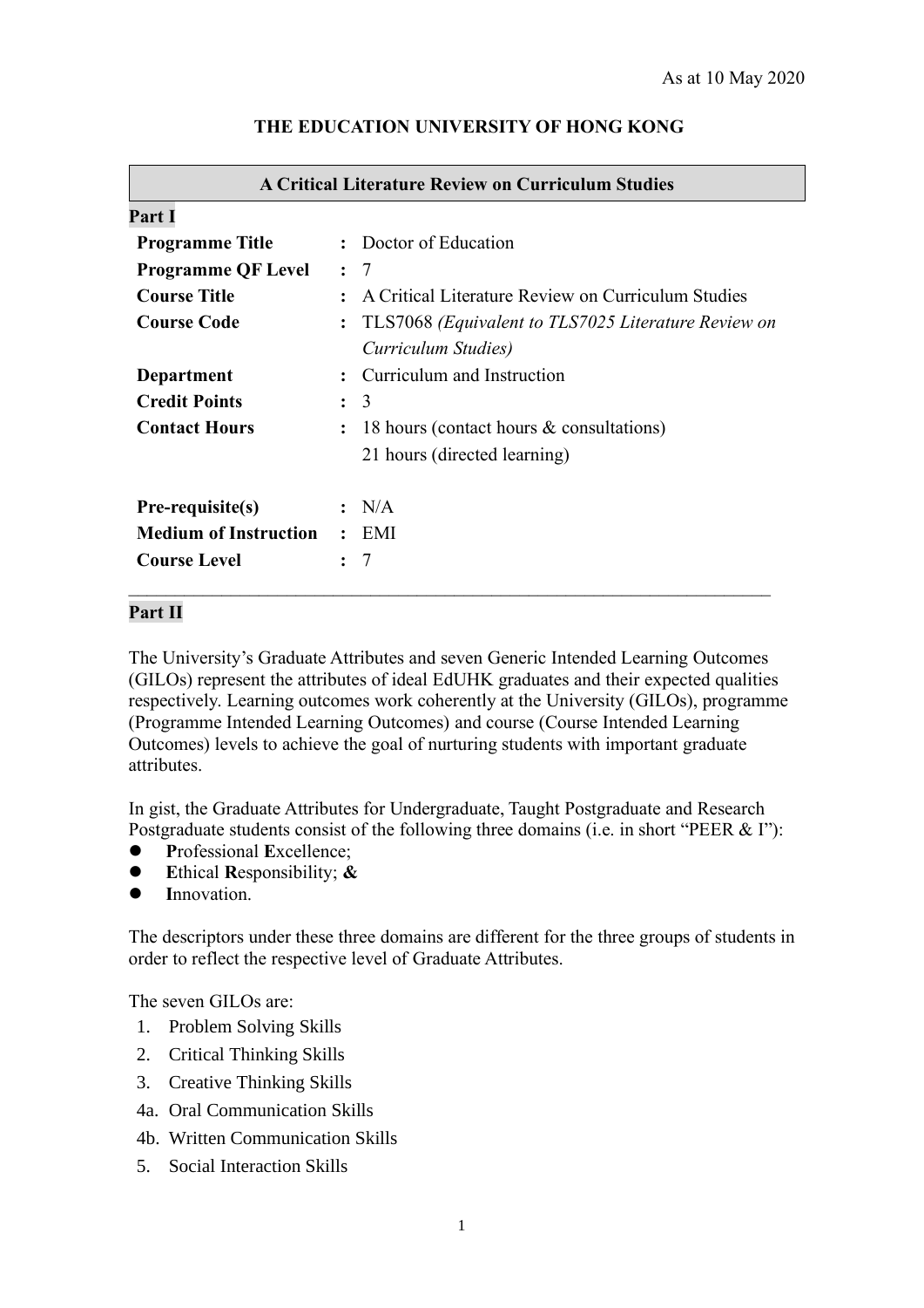As at 10 May 2020

**THE EDUCATION UNIVERSITY OF HONG KONG**

## A Critical Literature Review on Curriculum Studies

### Part I

| | | |
|---|---|---|
| **Programme Title** | : | Doctor of Education |
| **Programme QF Level** | : | 7 |
| **Course Title** | : | A Critical Literature Review on Curriculum Studies |
| **Course Code** | : | TLS7068 *(Equivalent to TLS7025 Literature Review on Curriculum Studies)* |
| **Department** | : | Curriculum and Instruction |
| **Credit Points** | : | 3 |
| **Contact Hours** | : | 18 hours (contact hours & consultations)<br>21 hours (directed learning) |
| **Pre-requisite(s)** | : | N/A |
| **Medium of Instruction** | : | EMI |
| **Course Level** | : | 7 |

---

### Part II

The University's Graduate Attributes and seven Generic Intended Learning Outcomes (GILOs) represent the attributes of ideal EdUHK graduates and their expected qualities respectively. Learning outcomes work coherently at the University (GILOs), programme (Programme Intended Learning Outcomes) and course (Course Intended Learning Outcomes) levels to achieve the goal of nurturing students with important graduate attributes.

In gist, the Graduate Attributes for Undergraduate, Taught Postgraduate and Research Postgraduate students consist of the following three domains (i.e. in short "PEER & I"):

- **P**rofessional **E**xcellence;
- **E**thical **R**esponsibility; **&**
- **I**nnovation.

The descriptors under these three domains are different for the three groups of students in order to reflect the respective level of Graduate Attributes.

The seven GILOs are:

1. Problem Solving Skills
2. Critical Thinking Skills
3. Creative Thinking Skills

4a. Oral Communication Skills

4b. Written Communication Skills

5. Social Interaction Skills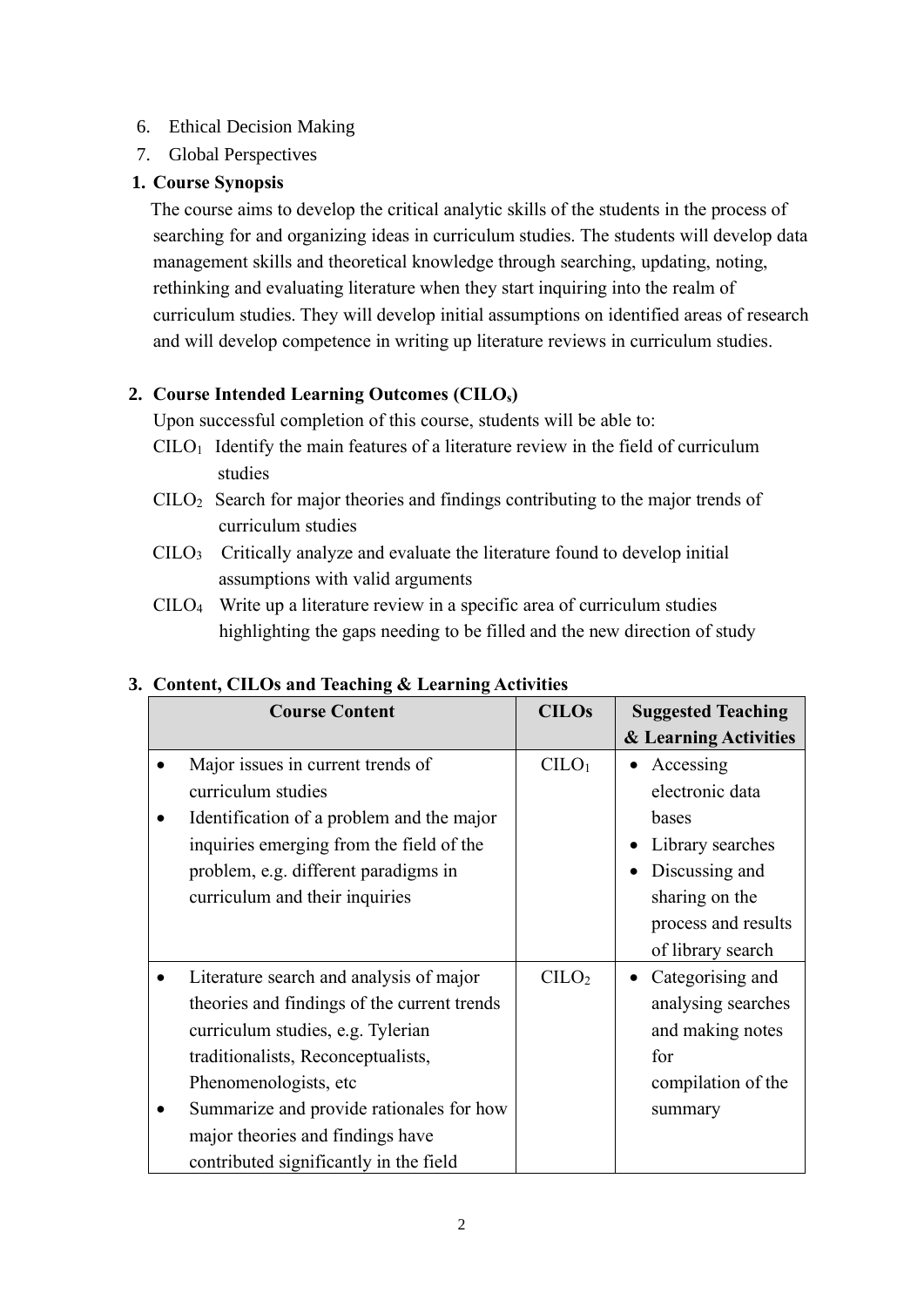6. Ethical Decision Making
7. Global Perspectives

## 1. Course Synopsis

The course aims to develop the critical analytic skills of the students in the process of searching for and organizing ideas in curriculum studies. The students will develop data management skills and theoretical knowledge through searching, updating, noting, rethinking and evaluating literature when they start inquiring into the realm of curriculum studies. They will develop initial assumptions on identified areas of research and will develop competence in writing up literature reviews in curriculum studies.

## 2. Course Intended Learning Outcomes (CILOs)

Upon successful completion of this course, students will be able to:

$CILO_1$ Identify the main features of a literature review in the field of curriculum studies

$CILO_2$ Search for major theories and findings contributing to the major trends of curriculum studies

$CILO_3$ Critically analyze and evaluate the literature found to develop initial assumptions with valid arguments

$CILO_4$ Write up a literature review in a specific area of curriculum studies highlighting the gaps needing to be filled and the new direction of study

## 3. Content, CILOs and Teaching & Learning Activities

| Course Content | CILOs | Suggested Teaching & Learning Activities |
|---|---|---|
| • Major issues in current trends of curriculum studies<br>• Identification of a problem and the major inquiries emerging from the field of the problem, e.g. different paradigms in curriculum and their inquiries | $CILO_1$ | • Accessing electronic data bases<br>• Library searches<br>• Discussing and sharing on the process and results of library search |
| • Literature search and analysis of major theories and findings of the current trends curriculum studies, e.g. Tylerian traditionalists, Reconceptualists, Phenomenologists, etc<br>• Summarize and provide rationales for how major theories and findings have contributed significantly in the field | $CILO_2$ | • Categorising and analysing searches and making notes for compilation of the summary |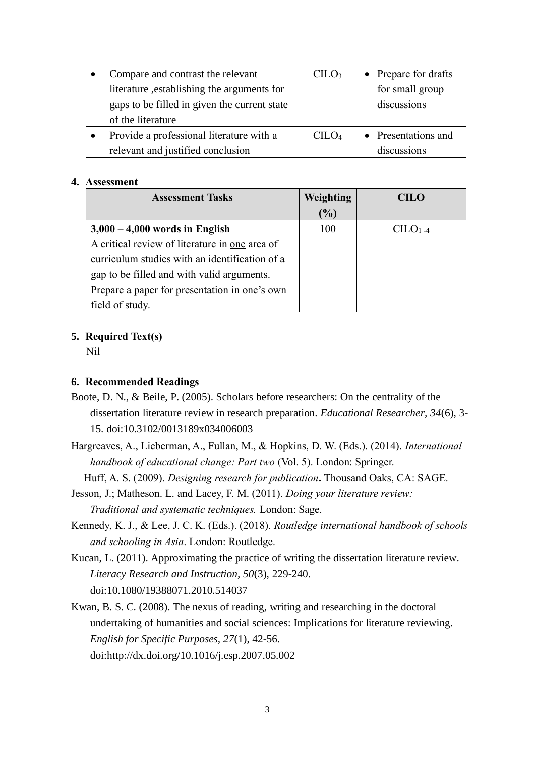| | | |
|---|---|---|
| • Compare and contrast the relevant literature ,establishing the arguments for gaps to be filled in given the current state of the literature | $CILO_3$ | • Prepare for drafts for small group discussions |
| • Provide a professional literature with a relevant and justified conclusion | $CILO_4$ | • Presentations and discussions |

**4. Assessment**

| Assessment Tasks | Weighting (%) | CILO |
|---|---|---|
| **3,000 – 4,000 words in English**<br>A critical review of literature in one area of curriculum studies with an identification of a gap to be filled and with valid arguments.<br>Prepare a paper for presentation in one's own field of study. | 100 | $CILO_{1-4}$ |

**5. Required Text(s)**

Nil

**6. Recommended Readings**

Boote, D. N., & Beile, P. (2005). Scholars before researchers: On the centrality of the dissertation literature review in research preparation. *Educational Researcher, 34*(6), 3-15. doi:10.3102/0013189x034006003

Hargreaves, A., Lieberman, A., Fullan, M., & Hopkins, D. W. (Eds.). (2014). *International handbook of educational change: Part two* (Vol. 5). London: Springer.

Huff, A. S. (2009). *Designing research for publication***.** Thousand Oaks, CA: SAGE.

Jesson, J.; Matheson. L. and Lacey, F. M. (2011). *Doing your literature review: Traditional and systematic techniques.* London: Sage.

Kennedy, K. J., & Lee, J. C. K. (Eds.). (2018). *Routledge international handbook of schools and schooling in Asia*. London: Routledge.

Kucan, L. (2011). Approximating the practice of writing the dissertation literature review. *Literacy Research and Instruction, 50*(3), 229-240. doi:10.1080/19388071.2010.514037

Kwan, B. S. C. (2008). The nexus of reading, writing and researching in the doctoral undertaking of humanities and social sciences: Implications for literature reviewing. *English for Specific Purposes, 27*(1), 42-56. doi:http://dx.doi.org/10.1016/j.esp.2007.05.002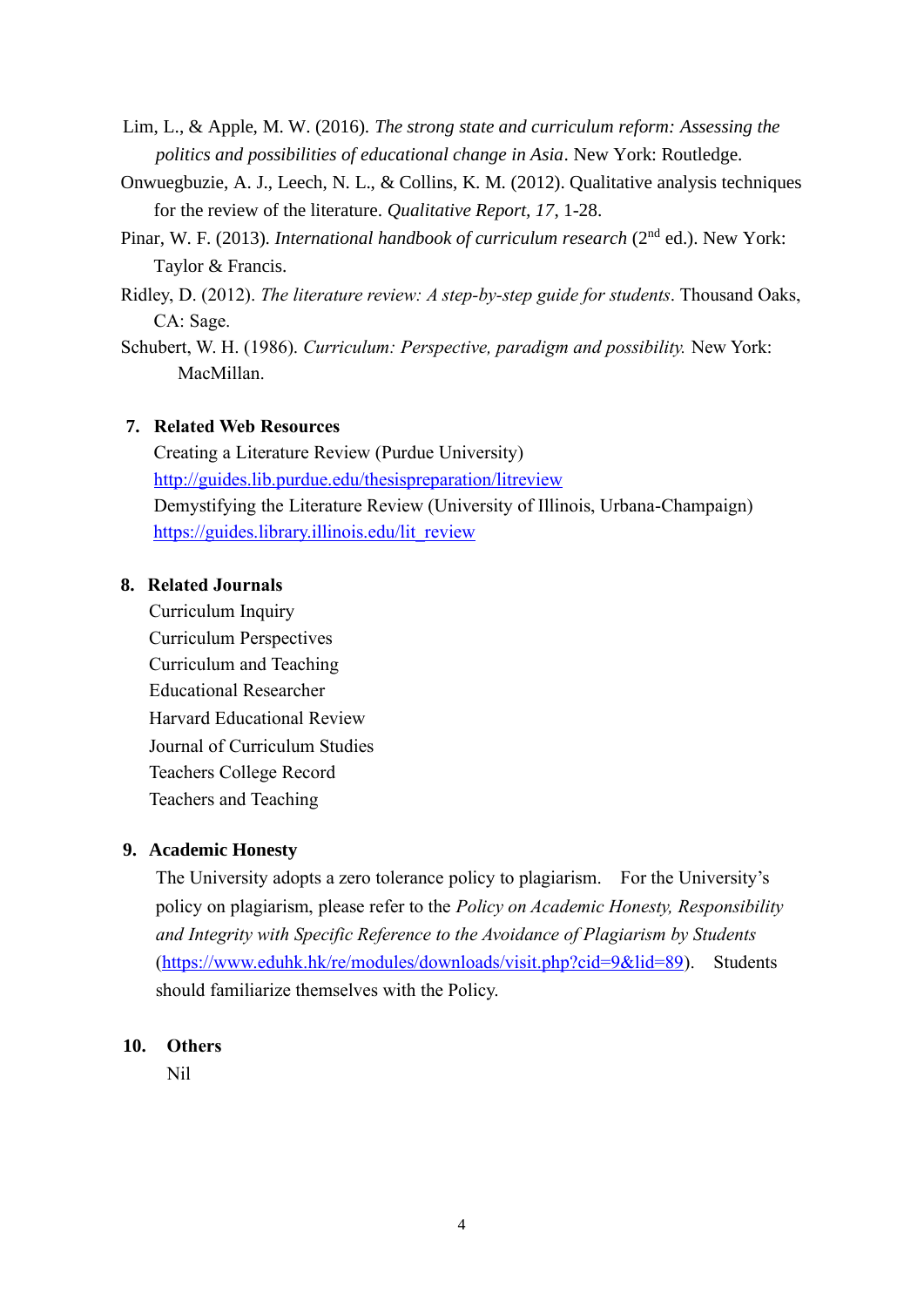Lim, L., & Apple, M. W. (2016). *The strong state and curriculum reform: Assessing the politics and possibilities of educational change in Asia*. New York: Routledge.

Onwuegbuzie, A. J., Leech, N. L., & Collins, K. M. (2012). Qualitative analysis techniques for the review of the literature. *Qualitative Report, 17*, 1-28.

Pinar, W. F. (2013). *International handbook of curriculum research* (2nd ed.). New York: Taylor & Francis.

Ridley, D. (2012). *The literature review: A step-by-step guide for students*. Thousand Oaks, CA: Sage.

Schubert, W. H. (1986). *Curriculum: Perspective, paradigm and possibility.* New York: MacMillan.

## 7. Related Web Resources

Creating a Literature Review (Purdue University)
http://guides.lib.purdue.edu/thesispreparation/litreview

Demystifying the Literature Review (University of Illinois, Urbana-Champaign)
https://guides.library.illinois.edu/lit_review

## 8. Related Journals

Curriculum Inquiry
Curriculum Perspectives
Curriculum and Teaching
Educational Researcher
Harvard Educational Review
Journal of Curriculum Studies
Teachers College Record
Teachers and Teaching

## 9. Academic Honesty

The University adopts a zero tolerance policy to plagiarism. For the University's policy on plagiarism, please refer to the *Policy on Academic Honesty, Responsibility and Integrity with Specific Reference to the Avoidance of Plagiarism by Students* (https://www.eduhk.hk/re/modules/downloads/visit.php?cid=9&lid=89). Students should familiarize themselves with the Policy.

## 10. Others

Nil